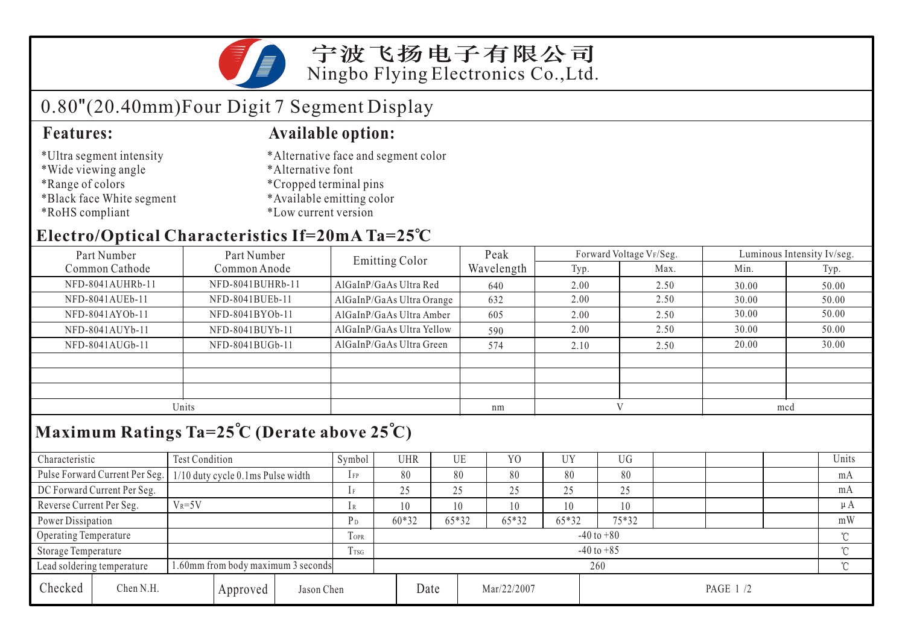# 宁波飞扬电子有限公司

Ningbo Flying Electronics Co.,Ltd.

## 0.80"(20.40mm)Four Digit 7 Segment Display

### Features:

*Ultra segment intensity
*Wide viewing angle
*Range of colors
*Black face White segment
*RoHS compliant

### Available option:

*Alternative face and segment color
*Alternative font
*Cropped terminal pins
*Available emitting color
*Low current version

### Electro/Optical Characteristics If=20mA Ta=25℃

| Part Number Common Cathode | Part Number Common Anode | Emitting Color | Peak Wavelength | Forward Voltage $V_F$/Seg. | | Luminous Intensity Iv/seg. | |
|---|---|---|---|---|---|---|---|
| | | | | Typ. | Max. | Min. | Typ. |
| NFD-8041AUHRb-11 | NFD-8041BUHRb-11 | AlGaInP/GaAs Ultra Red | 640 | 2.00 | 2.50 | 30.00 | 50.00 |
| NFD-8041AUEb-11 | NFD-8041BUEb-11 | AlGaInP/GaAs Ultra Orange | 632 | 2.00 | 2.50 | 30.00 | 50.00 |
| NFD-8041AYOb-11 | NFD-8041BYOb-11 | AlGaInP/GaAs Ultra Amber | 605 | 2.00 | 2.50 | 30.00 | 50.00 |
| NFD-8041AUYb-11 | NFD-8041BUYb-11 | AlGaInP/GaAs Ultra Yellow | 590 | 2.00 | 2.50 | 30.00 | 50.00 |
| NFD-8041AUGb-11 | NFD-8041BUGb-11 | AlGaInP/GaAs Ultra Green | 574 | 2.10 | 2.50 | 20.00 | 30.00 |
| | | | | | | | |
| | | | | | | | |
| | | | | | | | |
| Units | | | nm | V | | mcd | |

### Maximum Ratings Ta=25℃ (Derate above 25℃)

| Characteristic | Test Condition | Symbol | UHR | UE | YO | UY | UG | | | | Units |
|---|---|---|---|---|---|---|---|---|---|---|---|
| Pulse Forward Current Per Seg. | 1/10 duty cycle 0.1ms Pulse width | $I_{FP}$ | 80 | 80 | 80 | 80 | 80 | | | | mA |
| DC Forward Current Per Seg. | | $I_F$ | 25 | 25 | 25 | 25 | 25 | | | | mA |
| Reverse Current Per Seg. | $V_R$=5V | $I_R$ | 10 | 10 | 10 | 10 | 10 | | | | μA |
| Power Dissipation | | $P_D$ | 60*32 | 65*32 | 65*32 | 65*32 | 75*32 | | | | mW |
| Operating Temperature | | $T_{OPR}$ | -40 to +80 | | | | | | | | ℃ |
| Storage Temperature | | $T_{TSG}$ | -40 to +85 | | | | | | | | ℃ |
| Lead soldering temperature | 1.60mm from body maximum 3 seconds | | 260 | | | | | | | | ℃ |

| Checked | Chen N.H. | Approved | Jason Chen | Date | Mar/22/2007 |
|---|---|---|---|---|---|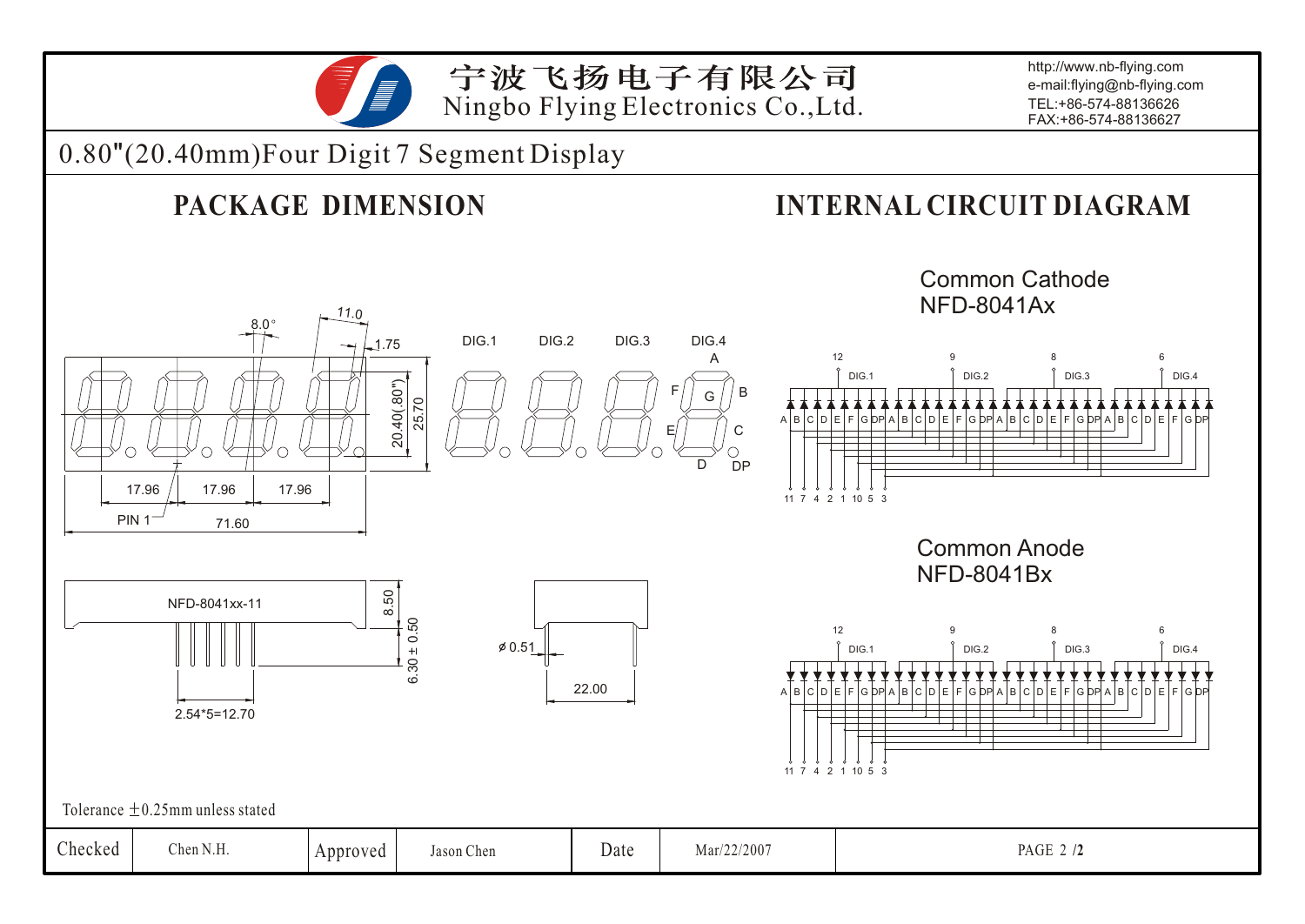宁波飞扬电子有限公司
Ningbo Flying Electronics Co.,Ltd.

http://www.nb-flying.com
e-mail:flying@nb-flying.com
TEL:+86-574-88136626
FAX:+86-574-88136627

# 0.80"(20.40mm)Four Digit 7 Segment Display

## PACKAGE DIMENSION

8.0°
11.0
1.75
20.40(.80")
25.70
17.96
17.96
17.96
PIN 1
71.60

DIG.1 DIG.2 DIG.3 DIG.4
A B C D E F G DP

NFD-8041xx-11
8.50
6.30 ± 0.50
2.54*5=12.70
ø 0.51
22.00

## INTERNAL CIRCUIT DIAGRAM

Common Cathode
NFD-8041Ax

12 9 8 6
DIG.1 DIG.2 DIG.3 DIG.4
A B C D E F G DP A B C D E F G DP A B C D E F G DP A B C D E F G DP
11 7 4 2 1 10 5 3

Common Anode
NFD-8041Bx

12 9 8 6
DIG.1 DIG.2 DIG.3 DIG.4
A B C D E F G DP A B C D E F G DP A B C D E F G DP A B C D E F G DP
11 7 4 2 1 10 5 3

Tolerance ±0.25mm unless stated

| Checked | Chen N.H. | Approved | Jason Chen | Date | Mar/22/2007 | PAGE 2 /2 |
|---|---|---|---|---|---|---|